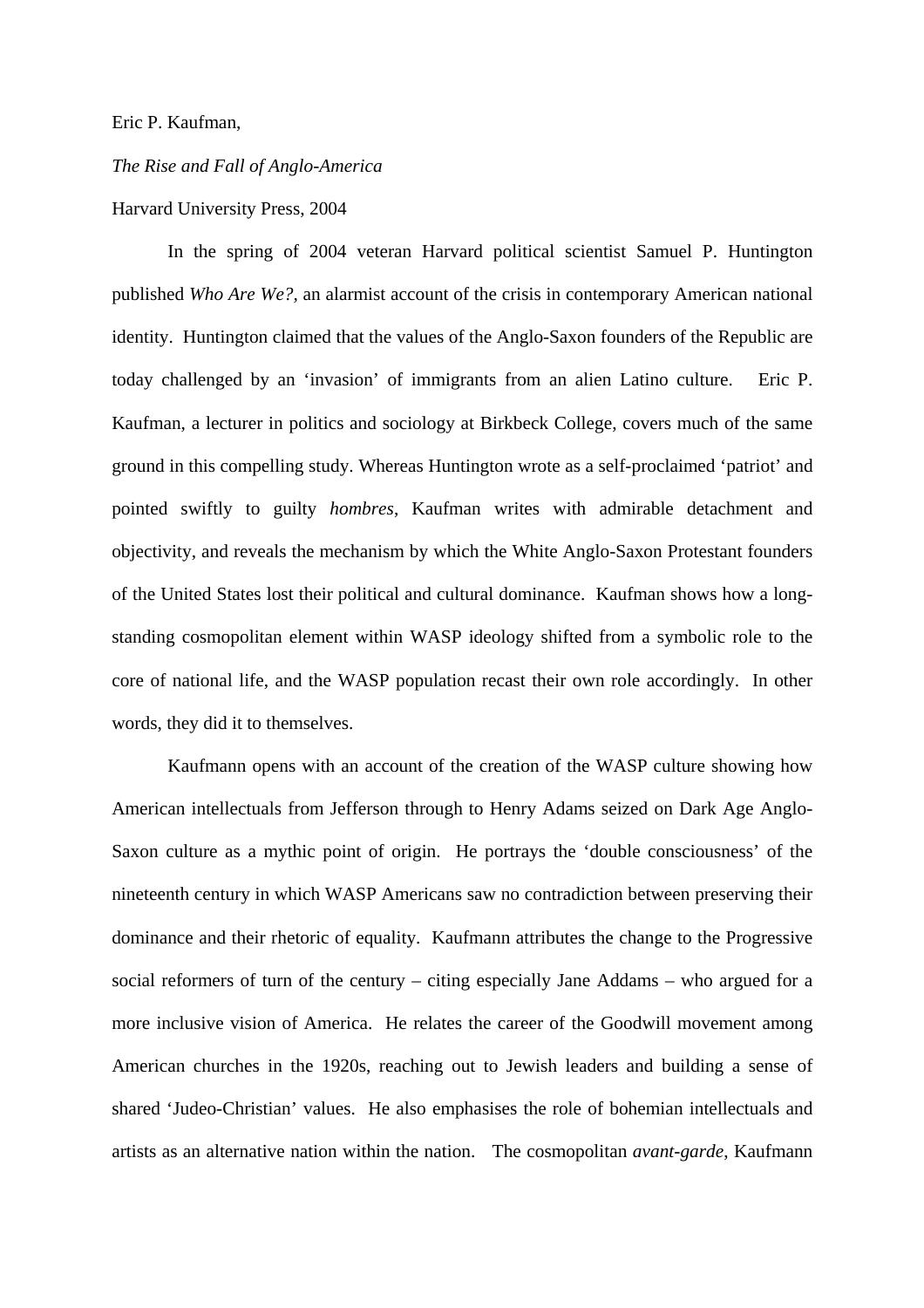Eric P. Kaufman,

*The Rise and Fall of Anglo-America*

Harvard University Press, 2004

In the spring of 2004 veteran Harvard political scientist Samuel P. Huntington published *Who Are We?*, an alarmist account of the crisis in contemporary American national identity. Huntington claimed that the values of the Anglo-Saxon founders of the Republic are today challenged by an 'invasion' of immigrants from an alien Latino culture. Eric P. Kaufman, a lecturer in politics and sociology at Birkbeck College, covers much of the same ground in this compelling study. Whereas Huntington wrote as a self-proclaimed 'patriot' and pointed swiftly to guilty *hombres*, Kaufman writes with admirable detachment and objectivity, and reveals the mechanism by which the White Anglo-Saxon Protestant founders of the United States lost their political and cultural dominance. Kaufman shows how a long-standing cosmopolitan element within WASP ideology shifted from a symbolic role to the core of national life, and the WASP population recast their own role accordingly. In other words, they did it to themselves.

Kaufmann opens with an account of the creation of the WASP culture showing how American intellectuals from Jefferson through to Henry Adams seized on Dark Age Anglo-Saxon culture as a mythic point of origin. He portrays the 'double consciousness' of the nineteenth century in which WASP Americans saw no contradiction between preserving their dominance and their rhetoric of equality. Kaufmann attributes the change to the Progressive social reformers of turn of the century – citing especially Jane Addams – who argued for a more inclusive vision of America. He relates the career of the Goodwill movement among American churches in the 1920s, reaching out to Jewish leaders and building a sense of shared 'Judeo-Christian' values. He also emphasises the role of bohemian intellectuals and artists as an alternative nation within the nation. The cosmopolitan *avant-garde*, Kaufmann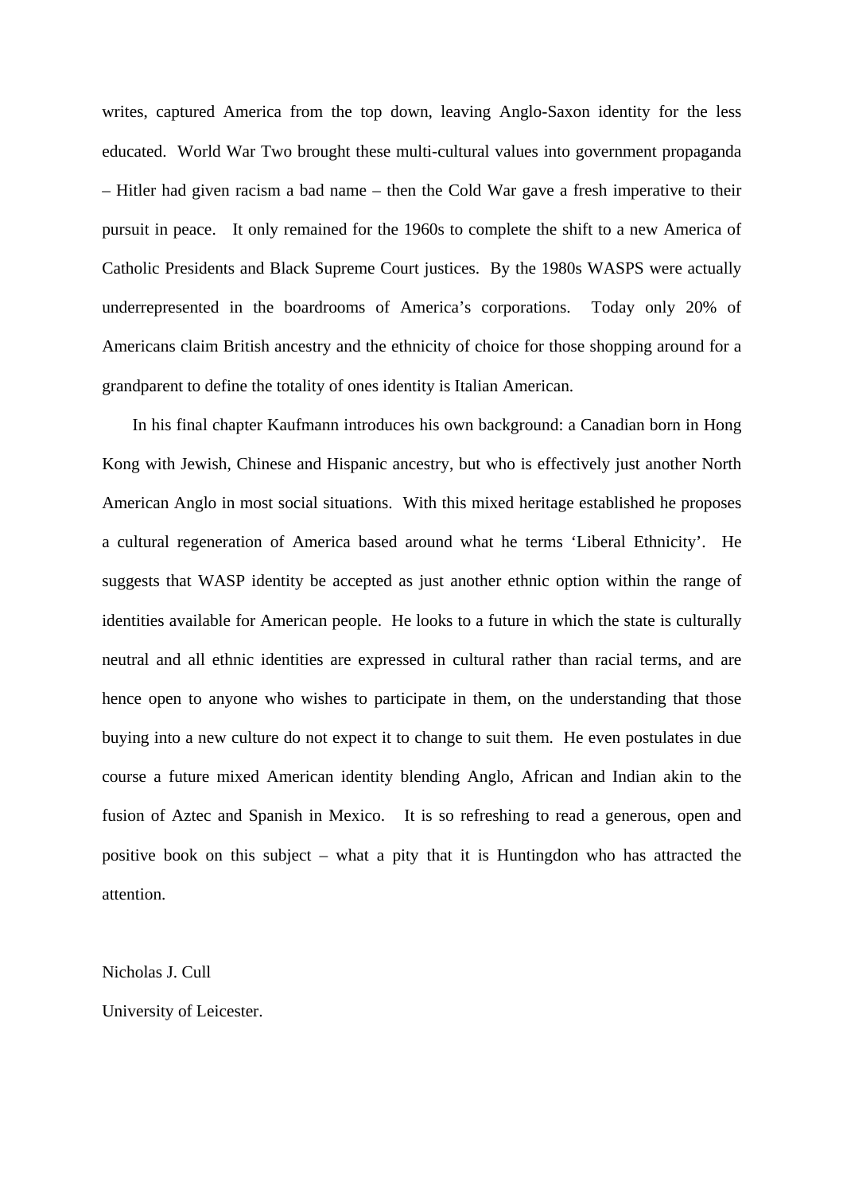writes, captured America from the top down, leaving Anglo-Saxon identity for the less educated. World War Two brought these multi-cultural values into government propaganda – Hitler had given racism a bad name – then the Cold War gave a fresh imperative to their pursuit in peace. It only remained for the 1960s to complete the shift to a new America of Catholic Presidents and Black Supreme Court justices. By the 1980s WASPS were actually underrepresented in the boardrooms of America's corporations. Today only 20% of Americans claim British ancestry and the ethnicity of choice for those shopping around for a grandparent to define the totality of ones identity is Italian American.

In his final chapter Kaufmann introduces his own background: a Canadian born in Hong Kong with Jewish, Chinese and Hispanic ancestry, but who is effectively just another North American Anglo in most social situations. With this mixed heritage established he proposes a cultural regeneration of America based around what he terms 'Liberal Ethnicity'. He suggests that WASP identity be accepted as just another ethnic option within the range of identities available for American people. He looks to a future in which the state is culturally neutral and all ethnic identities are expressed in cultural rather than racial terms, and are hence open to anyone who wishes to participate in them, on the understanding that those buying into a new culture do not expect it to change to suit them. He even postulates in due course a future mixed American identity blending Anglo, African and Indian akin to the fusion of Aztec and Spanish in Mexico. It is so refreshing to read a generous, open and positive book on this subject – what a pity that it is Huntingdon who has attracted the attention.

Nicholas J. Cull

University of Leicester.